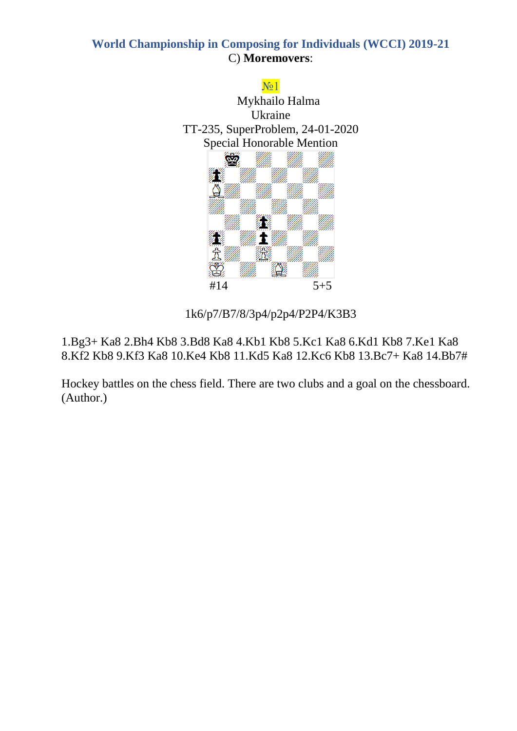## World Championship in Composing for Individuals (WCCI) 2019-21

C) **Moremovers**:

№1

Mykhailo Halma
Ukraine
TT-235, SuperProblem, 24-01-2020
Special Honorable Mention

#14 5+5

1k6/p7/B7/8/3p4/p2p4/P2P4/K3B3

1.Bg3+ Ka8 2.Bh4 Kb8 3.Bd8 Ka8 4.Kb1 Kb8 5.Kc1 Ka8 6.Kd1 Kb8 7.Ke1 Ka8 8.Kf2 Kb8 9.Kf3 Ka8 10.Ke4 Kb8 11.Kd5 Ka8 12.Kc6 Kb8 13.Bc7+ Ka8 14.Bb7#

Hockey battles on the chess field. There are two clubs and a goal on the chessboard. (Author.)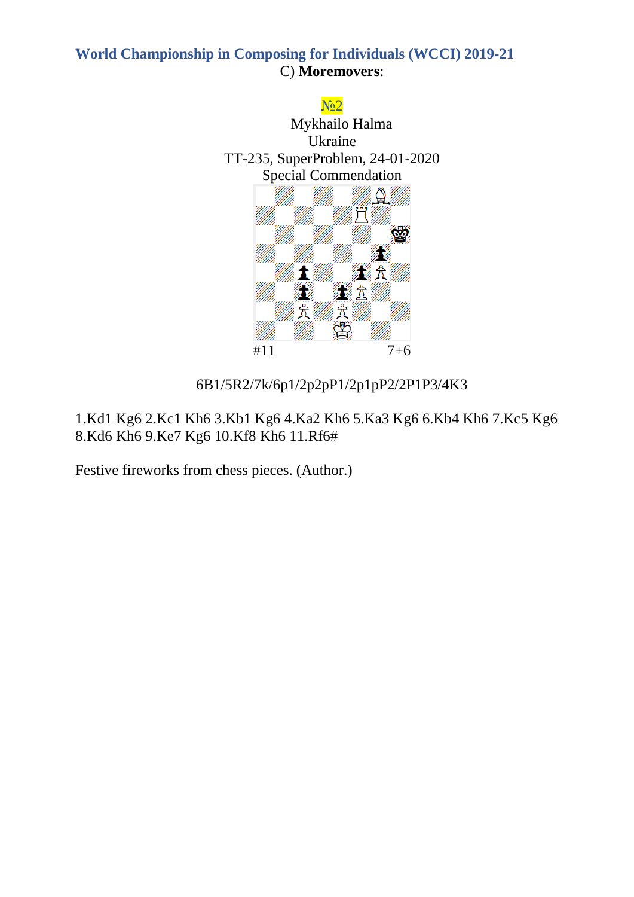**World Championship in Composing for Individuals (WCCI) 2019-21**

C) **Moremovers**:

№2

Mykhailo Halma
Ukraine
TT-235, SuperProblem, 24-01-2020
Special Commendation

#11 7+6

6B1/5R2/7k/6p1/2p2pP1/2p1pP2/2P1P3/4K3

1.Kd1 Kg6 2.Kc1 Kh6 3.Kb1 Kg6 4.Ka2 Kh6 5.Ka3 Kg6 6.Kb4 Kh6 7.Kc5 Kg6 8.Kd6 Kh6 9.Ke7 Kg6 10.Kf8 Kh6 11.Rf6#

Festive fireworks from chess pieces. (Author.)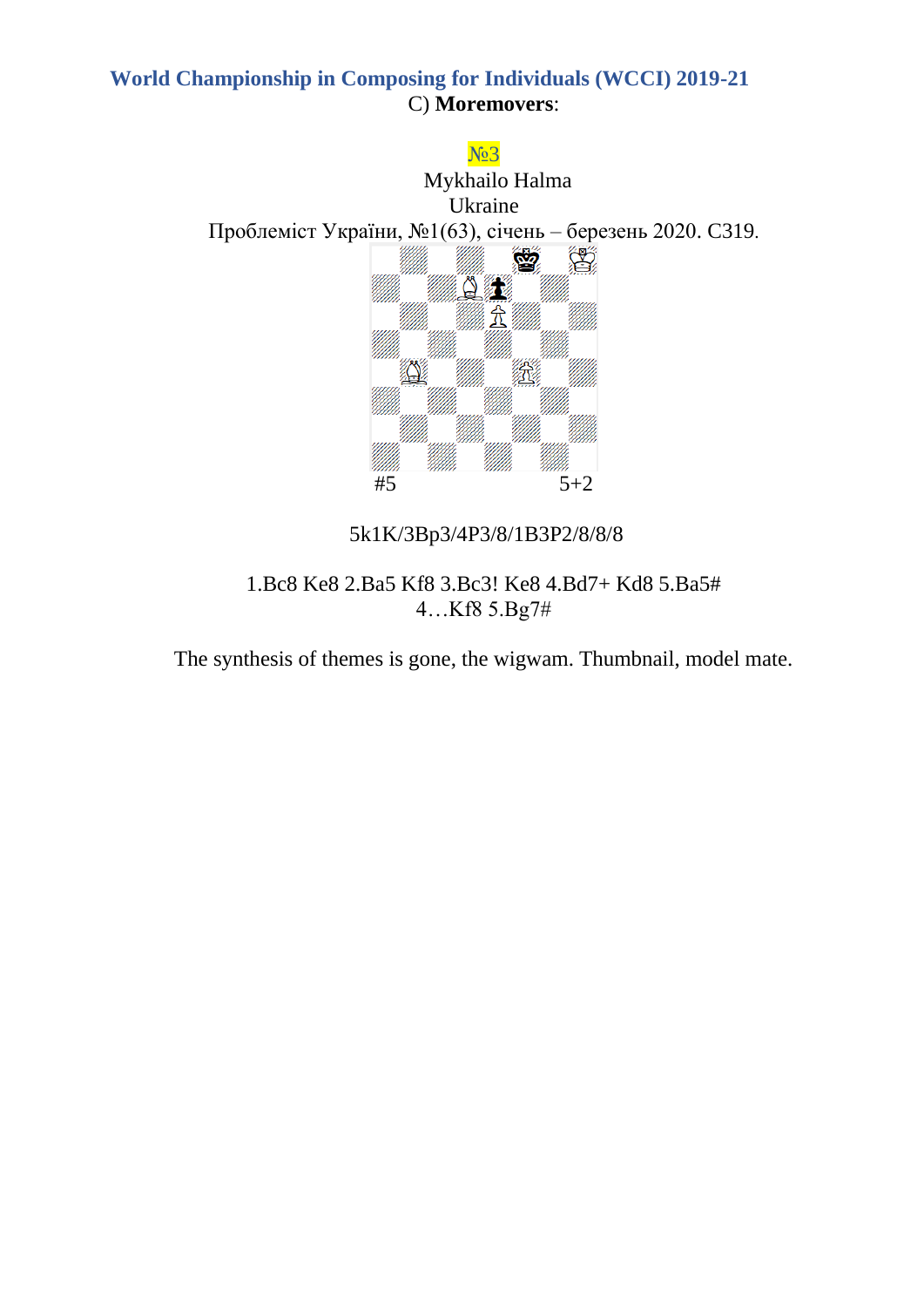## World Championship in Composing for Individuals (WCCI) 2019-21

C) **Moremovers**:

№3

Mykhailo Halma

Ukraine

Проблеміст України, №1(63), січень – березень 2020. С319.

#5 5+2

5k1K/3Bp3/4P3/8/1B3P2/8/8/8

1.Bc8 Ke8 2.Ba5 Kf8 3.Bc3! Ke8 4.Bd7+ Kd8 5.Ba5#

4…Kf8 5.Bg7#

The synthesis of themes is gone, the wigwam. Thumbnail, model mate.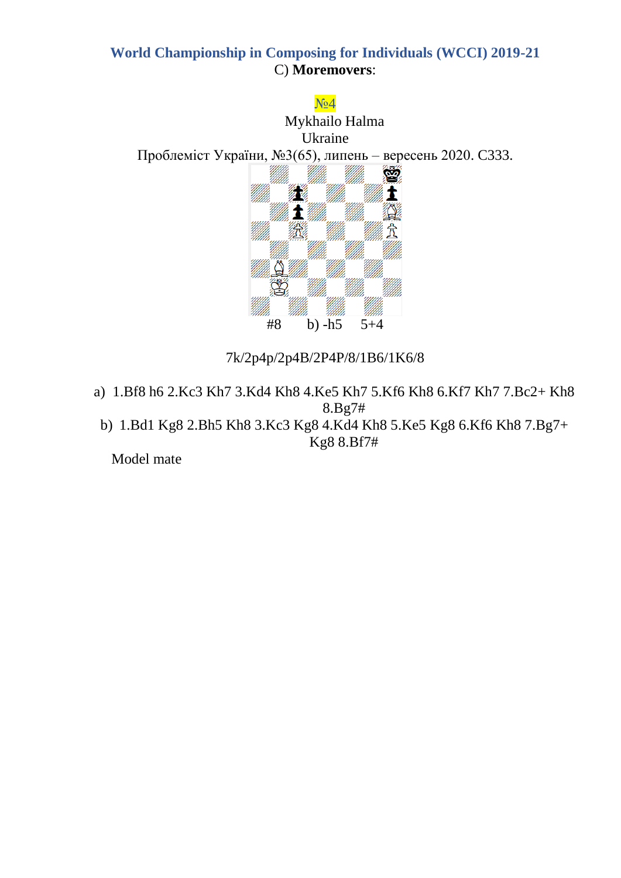**World Championship in Composing for Individuals (WCCI) 2019-21**

C) **Moremovers**:

№4

Mykhailo Halma

Ukraine

Проблеміст України, №3(65), липень – вересень 2020. С333.

#8 b) -h5 5+4

7k/2p4p/2p4B/2P4P/8/1B6/1K6/8

a) 1.Bf8 h6 2.Kc3 Kh7 3.Kd4 Kh8 4.Ke5 Kh7 5.Kf6 Kh8 6.Kf7 Kh7 7.Bc2+ Kh8 8.Bg7#

b) 1.Bd1 Kg8 2.Bh5 Kh8 3.Kc3 Kg8 4.Kd4 Kh8 5.Ke5 Kg8 6.Kf6 Kh8 7.Bg7+ Kg8 8.Bf7#

Model mate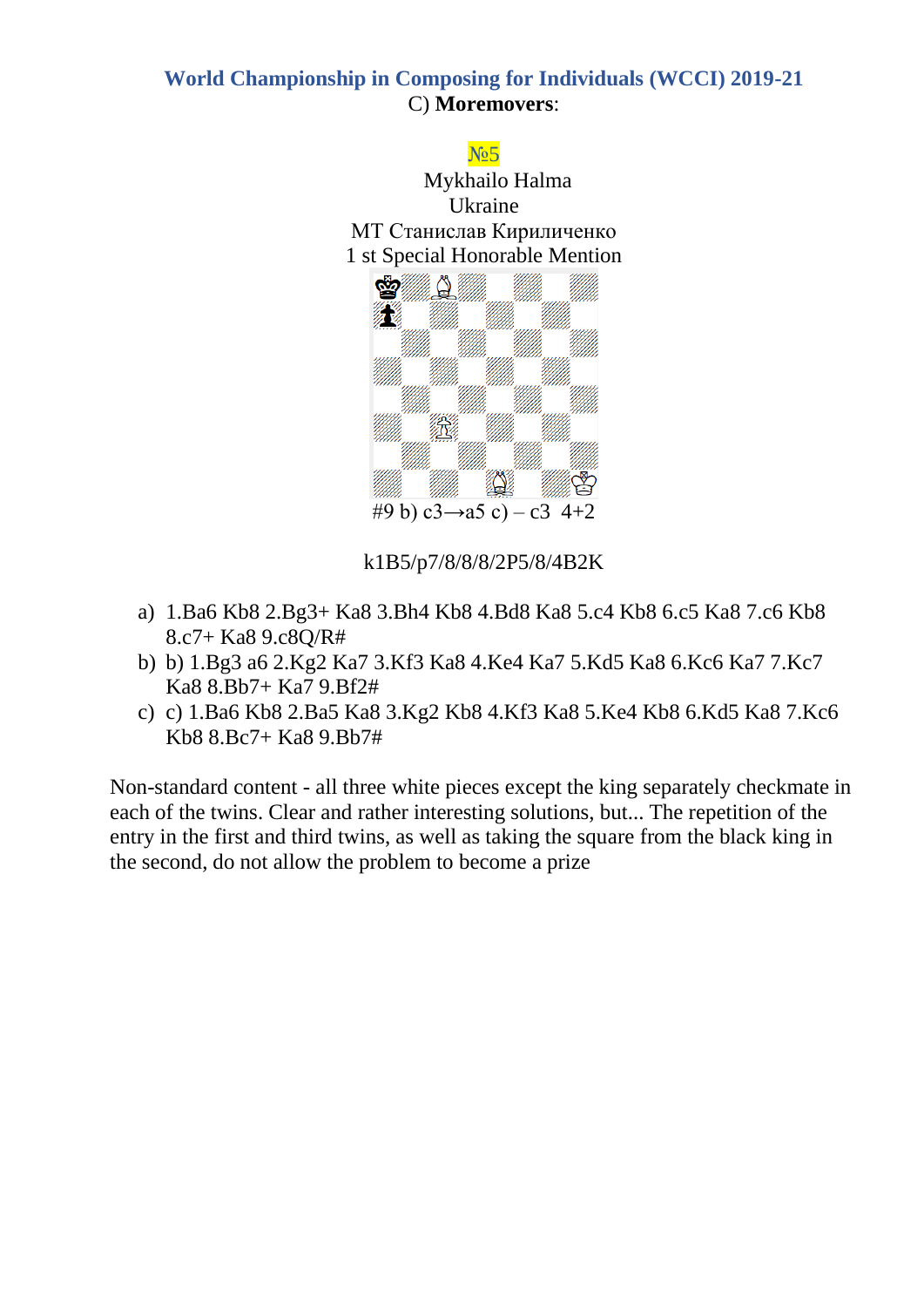**World Championship in Composing for Individuals (WCCI) 2019-21**

C) **Moremovers**:

№5

Mykhailo Halma

Ukraine

МТ Станислав Кириличенко

1 st Special Honorable Mention

#9 b) c3→a5 c) – c3 4+2

k1B5/p7/8/8/8/2P5/8/4B2K

a) 1.Ba6 Kb8 2.Bg3+ Ka8 3.Bh4 Kb8 4.Bd8 Ka8 5.c4 Kb8 6.c5 Ka8 7.c6 Kb8 8.c7+ Ka8 9.c8Q/R#
b) b) 1.Bg3 a6 2.Kg2 Ka7 3.Kf3 Ka8 4.Ke4 Ka7 5.Kd5 Ka8 6.Kc6 Ka7 7.Kc7 Ka8 8.Bb7+ Ka7 9.Bf2#
c) c) 1.Ba6 Kb8 2.Ba5 Ka8 3.Kg2 Kb8 4.Kf3 Ka8 5.Ke4 Kb8 6.Kd5 Ka8 7.Kc6 Kb8 8.Bc7+ Ka8 9.Bb7#

Non-standard content - all three white pieces except the king separately checkmate in each of the twins. Clear and rather interesting solutions, but... The repetition of the entry in the first and third twins, as well as taking the square from the black king in the second, do not allow the problem to become a prize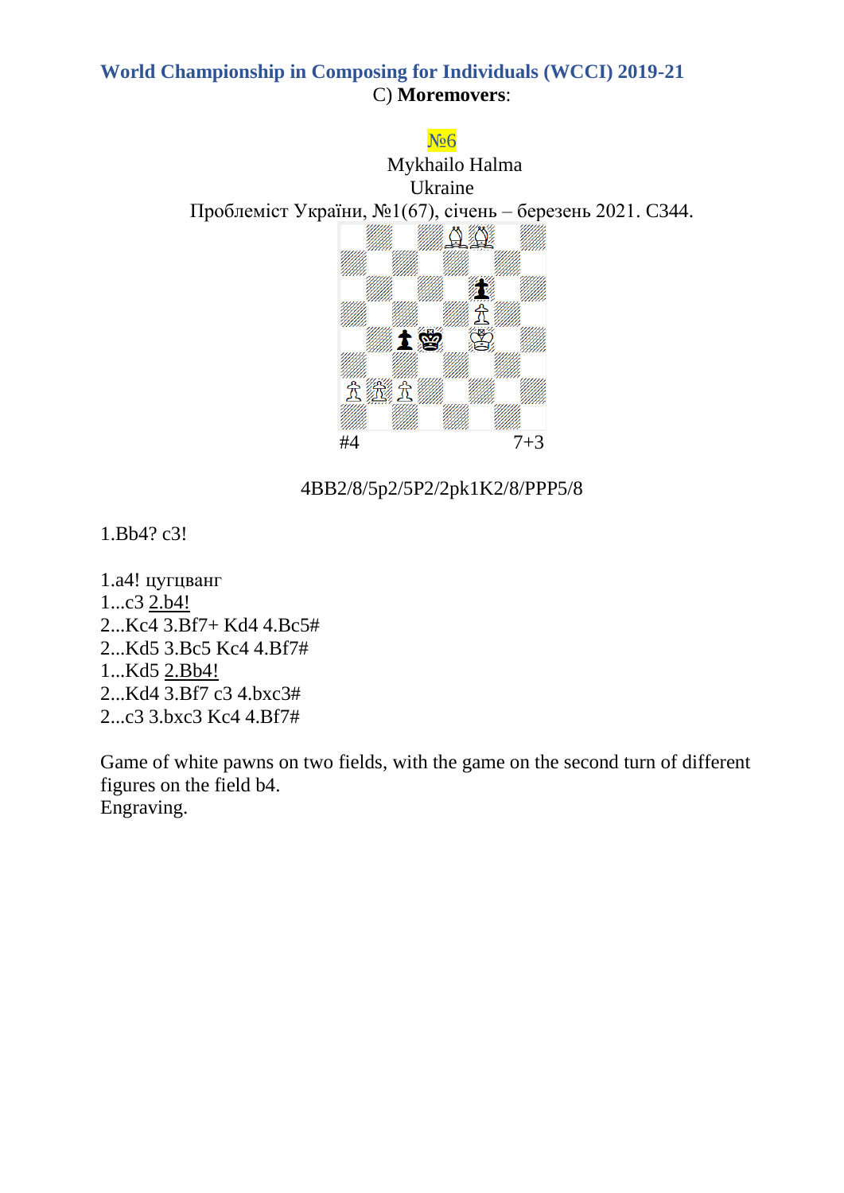## World Championship in Composing for Individuals (WCCI) 2019-21

C) **Moremovers**:

№6

Mykhailo Halma

Ukraine

Проблеміст України, №1(67), січень – березень 2021. C344.

#4 7+3

4BB2/8/5p2/5P2/2pk1K2/8/PPP5/8

1.Bb4? c3!

1.a4! цугцванг

1...c3 2.b4!

2...Kc4 3.Bf7+ Kd4 4.Bc5#

2...Kd5 3.Bc5 Kc4 4.Bf7#

1...Kd5 2.Bb4!

2...Kd4 3.Bf7 c3 4.bxc3#

2...c3 3.bxc3 Kc4 4.Bf7#

Game of white pawns on two fields, with the game on the second turn of different figures on the field b4.

Engraving.